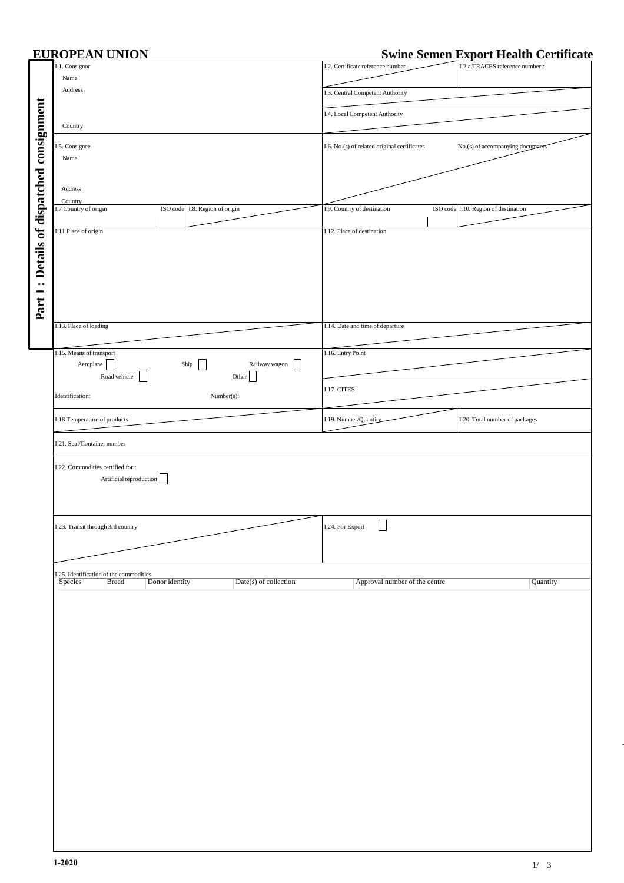# EUROPEAN UNION

# Swine Semen Export Health Certificate

**Part I : Details of dispatched consignment**

| | |
|---|---|
| I.1. Consignor<br>Name<br>Address<br><br>Country | I.2. Certificate reference number / I.2.a.TRACES reference number::<br>I.3. Central Competent Authority<br>I.4. Local Competent Authority |
| I.5. Consignee<br>Name<br><br>Address<br><br>Country | I.6. No.(s) of related original certificates / No.(s) of accompanying documents |
| I.7 Country of origin / ISO code / I.8. Region of origin | I.9. Country of destination / ISO code / I.10. Region of destination |
| I.11 Place of origin | I.12. Place of destination |
| I.13. Place of loading | I.14. Date and time of departure |
| I.15. Means of transport<br>Aeroplane ☐ Ship ☐ Railway wagon ☐<br>Road vehicle ☐ Other ☐<br>Identification: Number(s): | I.16. Entry Point<br>I.17. CITES |
| I.18 Temperature of products | I.19. Number/Quantity / I.20. Total number of packages |
| I.21. Seal/Container number | |
| I.22. Commodities certified for :<br>Artificial reproduction ☐ | |
| I.23. Transit through 3rd country | I.24. For Export ☐ |

I.25. Identification of the commodities

| Species | Breed | Donor identity | Date(s) of collection | Approval number of the centre | Quantity |
|---|---|---|---|---|---|
| | | | | | |

1-2020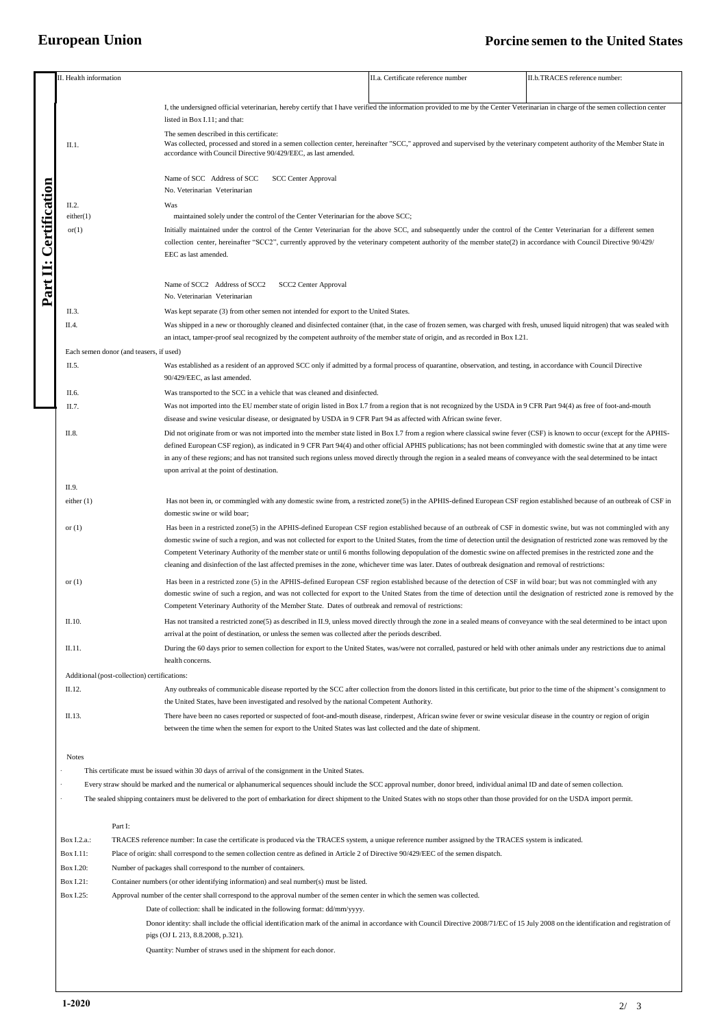# European Union

# Porcine semen to the United States

**Part II: Certification**

| II. Health information | II.a. Certificate reference number | II.b.TRACES reference number: |
|---|---|---|

I, the undersigned official veterinarian, hereby certify that I have verified the information provided to me by the Center Veterinarian in charge of the semen collection center listed in Box I.11; and that:

II.1. The semen described in this certificate:
Was collected, processed and stored in a semen collection center, hereinafter "SCC," approved and supervised by the veterinary competent authority of the Member State in accordance with Council Directive 90/429/EEC, as last amended.

Name of SCC Address of SCC SCC Center Approval
No. Veterinarian Veterinarian

II.2. Was

either(1) maintained solely under the control of the Center Veterinarian for the above SCC;

or(1) Initially maintained under the control of the Center Veterinarian for the above SCC, and subsequently under the control of the Center Veterinarian for a different semen collection center, hereinafter "SCC2", currently approved by the veterinary competent authority of the member state(2) in accordance with Council Directive 90/429/ EEC as last amended.

Name of SCC2 Address of SCC2 SCC2 Center Approval
No. Veterinarian Veterinarian

II.3. Was kept separate (3) from other semen not intended for export to the United States.

II.4. Was shipped in a new or thoroughly cleaned and disinfected container (that, in the case of frozen semen, was charged with fresh, unused liquid nitrogen) that was sealed with an intact, tamper-proof seal recognized by the competent authroity of the member state of origin, and as recorded in Box I.21.

Each semen donor (and teasers, if used)

II.5. Was established as a resident of an approved SCC only if admitted by a formal process of quarantine, observation, and testing, in accordance with Council Directive 90/429/EEC, as last amended.

II.6. Was transported to the SCC in a vehicle that was cleaned and disinfected.

II.7. Was not imported into the EU member state of origin listed in Box I.7 from a region that is not recognized by the USDA in 9 CFR Part 94(4) as free of foot-and-mouth disease and swine vesicular disease, or designated by USDA in 9 CFR Part 94 as affected with African swine fever.

II.8. Did not originate from or was not imported into the member state listed in Box I.7 from a region where classical swine fever (CSF) is known to occur (except for the APHIS-defined European CSF region), as indicated in 9 CFR Part 94(4) and other official APHIS publications; has not been commingled with domestic swine that at any time were in any of these regions; and has not transited such regions unless moved directly through the region in a sealed means of conveyance with the seal determined to be intact upon arrival at the point of destination.

II.9.

either (1) Has not been in, or commingled with any domestic swine from, a restricted zone(5) in the APHIS-defined European CSF region established because of an outbreak of CSF in domestic swine or wild boar;

or (1) Has been in a restricted zone(5) in the APHIS-defined European CSF region established because of an outbreak of CSF in domestic swine, but was not commingled with any domestic swine of such a region, and was not collected for export to the United States, from the time of detection until the designation of restricted zone was removed by the Competent Veterinary Authority of the member state or until 6 months following depopulation of the domestic swine on affected premises in the restricted zone and the cleaning and disinfection of the last affected premises in the zone, whichever time was later. Dates of outbreak designation and removal of restrictions:

or (1) Has been in a restricted zone (5) in the APHIS-defined European CSF region established because of the detection of CSF in wild boar; but was not commingled with any domestic swine of such a region, and was not collected for export to the United States from the time of detection until the designation of restricted zone is removed by the Competent Veterinary Authority of the Member State. Dates of outbreak and removal of restrictions:

II.10. Has not transited a restricted zone(5) as described in II.9, unless moved directly through the zone in a sealed means of conveyance with the seal determined to be intact upon arrival at the point of destination, or unless the semen was collected after the periods described.

II.11. During the 60 days prior to semen collection for export to the United States, was/were not corralled, pastured or held with other animals under any restrictions due to animal health concerns.

Additional (post-collection) certifications:

II.12. Any outbreaks of communicable disease reported by the SCC after collection from the donors listed in this certificate, but prior to the time of the shipment's consignment to the United States, have been investigated and resolved by the national Competent Authority.

II.13. There have been no cases reported or suspected of foot-and-mouth disease, rinderpest, African swine fever or swine vesicular disease in the country or region of origin between the time when the semen for export to the United States was last collected and the date of shipment.

Notes

- This certificate must be issued within 30 days of arrival of the consignment in the United States.
- Every straw should be marked and the numerical or alphanumerical sequences should include the SCC approval number, donor breed, individual animal ID and date of semen collection.
- The sealed shipping containers must be delivered to the port of embarkation for direct shipment to the United States with no stops other than those provided for on the USDA import permit.

Part I:

Box I.2.a.: TRACES reference number: In case the certificate is produced via the TRACES system, a unique reference number assigned by the TRACES system is indicated.

Box I.11: Place of origin: shall correspond to the semen collection centre as defined in Article 2 of Directive 90/429/EEC of the semen dispatch.

Box I.20: Number of packages shall correspond to the number of containers.

Box I.21: Container numbers (or other identifying information) and seal number(s) must be listed.

Box I.25: Approval number of the center shall correspond to the approval number of the semen center in which the semen was collected.

Date of collection: shall be indicated in the following format: dd/mm/yyyy.

Donor identity: shall include the official identification mark of the animal in accordance with Council Directive 2008/71/EC of 15 July 2008 on the identification and registration of pigs (OJ L 213, 8.8.2008, p.321).

Quantity: Number of straws used in the shipment for each donor.

1-2020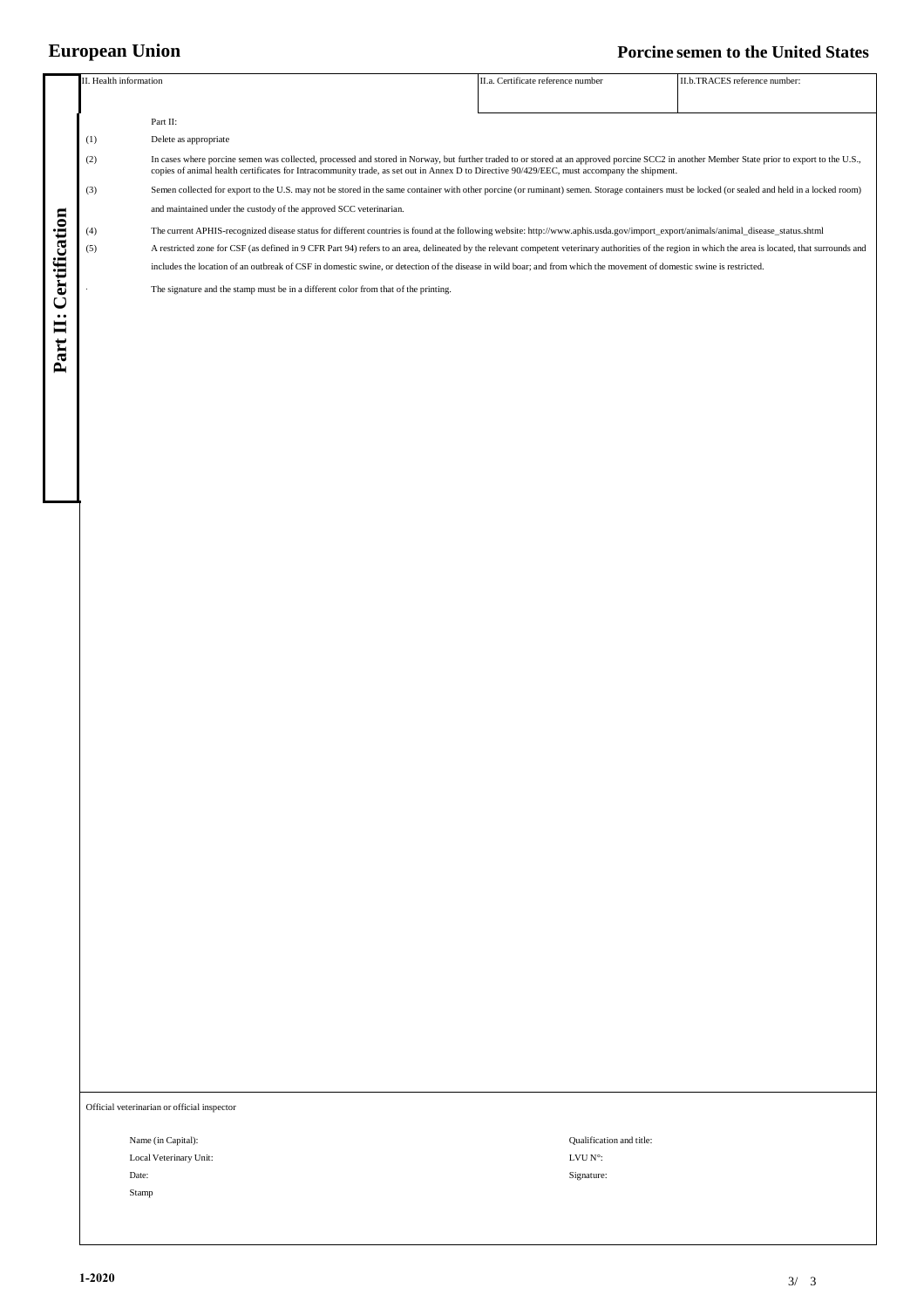**Part II: Certification**

| II. Health information | II.a. Certificate reference number | II.b.TRACES reference number: |
|---|---|---|

Part II:

(1) Delete as appropriate

(2) In cases where porcine semen was collected, processed and stored in Norway, but further traded to or stored at an approved porcine SCC2 in another Member State prior to export to the U.S., copies of animal health certificates for Intracommunity trade, as set out in Annex D to Directive 90/429/EEC, must accompany the shipment.

(3) Semen collected for export to the U.S. may not be stored in the same container with other porcine (or ruminant) semen. Storage containers must be locked (or sealed and held in a locked room) and maintained under the custody of the approved SCC veterinarian.

(4) The current APHIS-recognized disease status for different countries is found at the following website: http://www.aphis.usda.gov/import_export/animals/animal_disease_status.shtml

(5) A restricted zone for CSF (as defined in 9 CFR Part 94) refers to an area, delineated by the relevant competent veterinary authorities of the region in which the area is located, that surrounds and includes the location of an outbreak of CSF in domestic swine, or detection of the disease in wild boar; and from which the movement of domestic swine is restricted.

. The signature and the stamp must be in a different color from that of the printing.

Official veterinarian or official inspector

Name (in Capital): Qualification and title:

Local Veterinary Unit: LVU N°:

Date: Signature:

Stamp